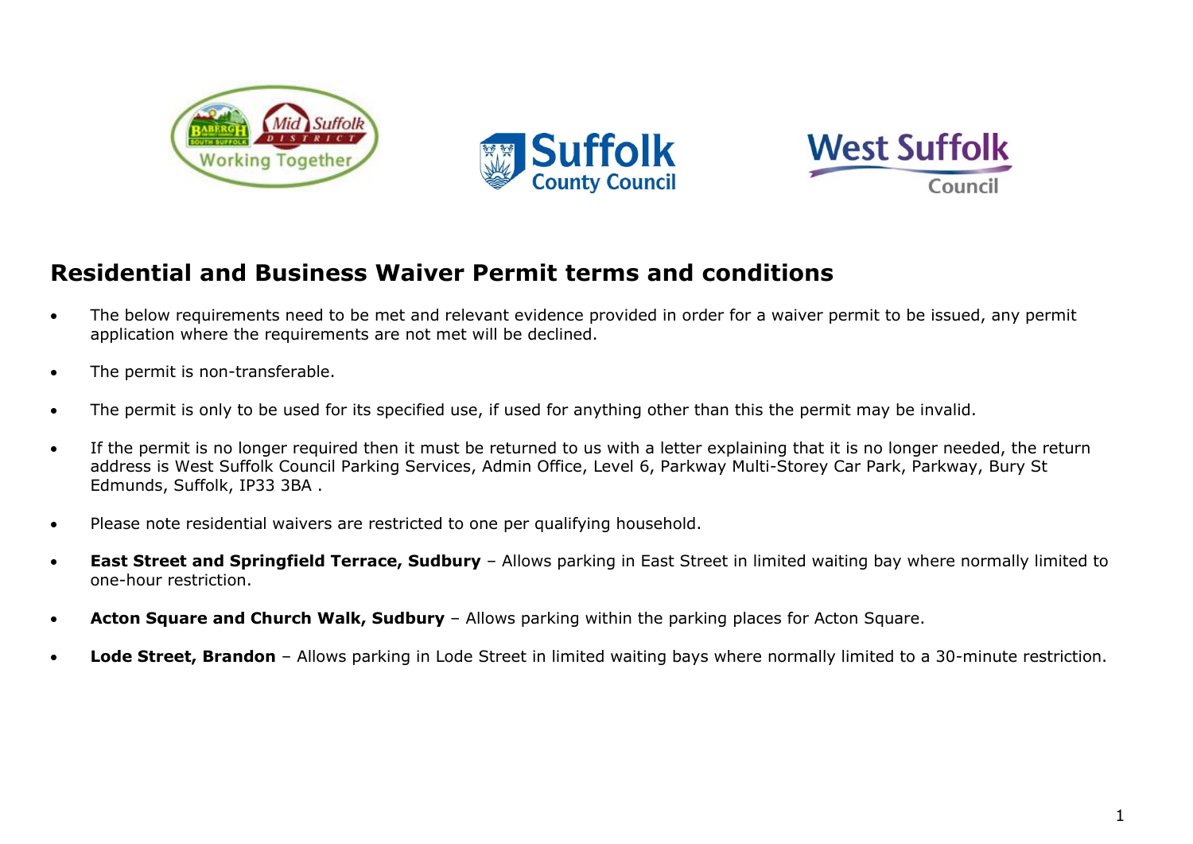# Residential and Business Waiver Permit terms and conditions

- The below requirements need to be met and relevant evidence provided in order for a waiver permit to be issued, any permit application where the requirements are not met will be declined.
- The permit is non-transferable.
- The permit is only to be used for its specified use, if used for anything other than this the permit may be invalid.
- If the permit is no longer required then it must be returned to us with a letter explaining that it is no longer needed, the return address is West Suffolk Council Parking Services, Admin Office, Level 6, Parkway Multi-Storey Car Park, Parkway, Bury St Edmunds, Suffolk, IP33 3BA .
- Please note residential waivers are restricted to one per qualifying household.
- **East Street and Springfield Terrace, Sudbury** – Allows parking in East Street in limited waiting bay where normally limited to one-hour restriction.
- **Acton Square and Church Walk, Sudbury** – Allows parking within the parking places for Acton Square.
- **Lode Street, Brandon** – Allows parking in Lode Street in limited waiting bays where normally limited to a 30-minute restriction.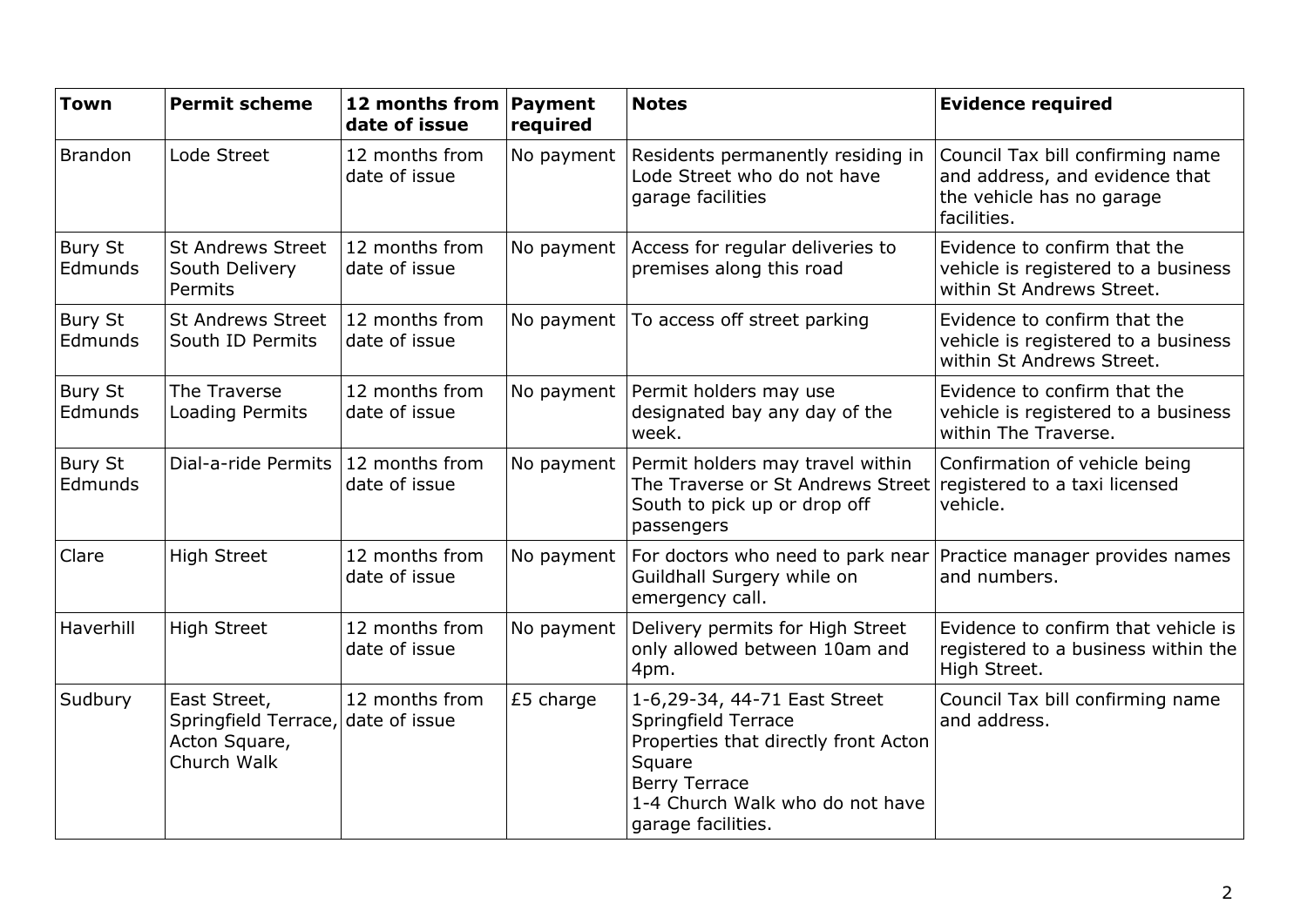| Town | Permit scheme | 12 months from date of issue | Payment required | Notes | Evidence required |
| --- | --- | --- | --- | --- | --- |
| Brandon | Lode Street | 12 months from date of issue | No payment | Residents permanently residing in Lode Street who do not have garage facilities | Council Tax bill confirming name and address, and evidence that the vehicle has no garage facilities. |
| Bury St Edmunds | St Andrews Street South Delivery Permits | 12 months from date of issue | No payment | Access for regular deliveries to premises along this road | Evidence to confirm that the vehicle is registered to a business within St Andrews Street. |
| Bury St Edmunds | St Andrews Street South ID Permits | 12 months from date of issue | No payment | To access off street parking | Evidence to confirm that the vehicle is registered to a business within St Andrews Street. |
| Bury St Edmunds | The Traverse Loading Permits | 12 months from date of issue | No payment | Permit holders may use designated bay any day of the week. | Evidence to confirm that the vehicle is registered to a business within The Traverse. |
| Bury St Edmunds | Dial-a-ride Permits | 12 months from date of issue | No payment | Permit holders may travel within The Traverse or St Andrews Street South to pick up or drop off passengers | Confirmation of vehicle being registered to a taxi licensed vehicle. |
| Clare | High Street | 12 months from date of issue | No payment | For doctors who need to park near Guildhall Surgery while on emergency call. | Practice manager provides names and numbers. |
| Haverhill | High Street | 12 months from date of issue | No payment | Delivery permits for High Street only allowed between 10am and 4pm. | Evidence to confirm that vehicle is registered to a business within the High Street. |
| Sudbury | East Street, Springfield Terrace, Acton Square, Church Walk | 12 months from date of issue | £5 charge | 1-6,29-34, 44-71 East Street<br>Springfield Terrace<br>Properties that directly front Acton Square<br>Berry Terrace<br>1-4 Church Walk who do not have garage facilities. | Council Tax bill confirming name and address. |